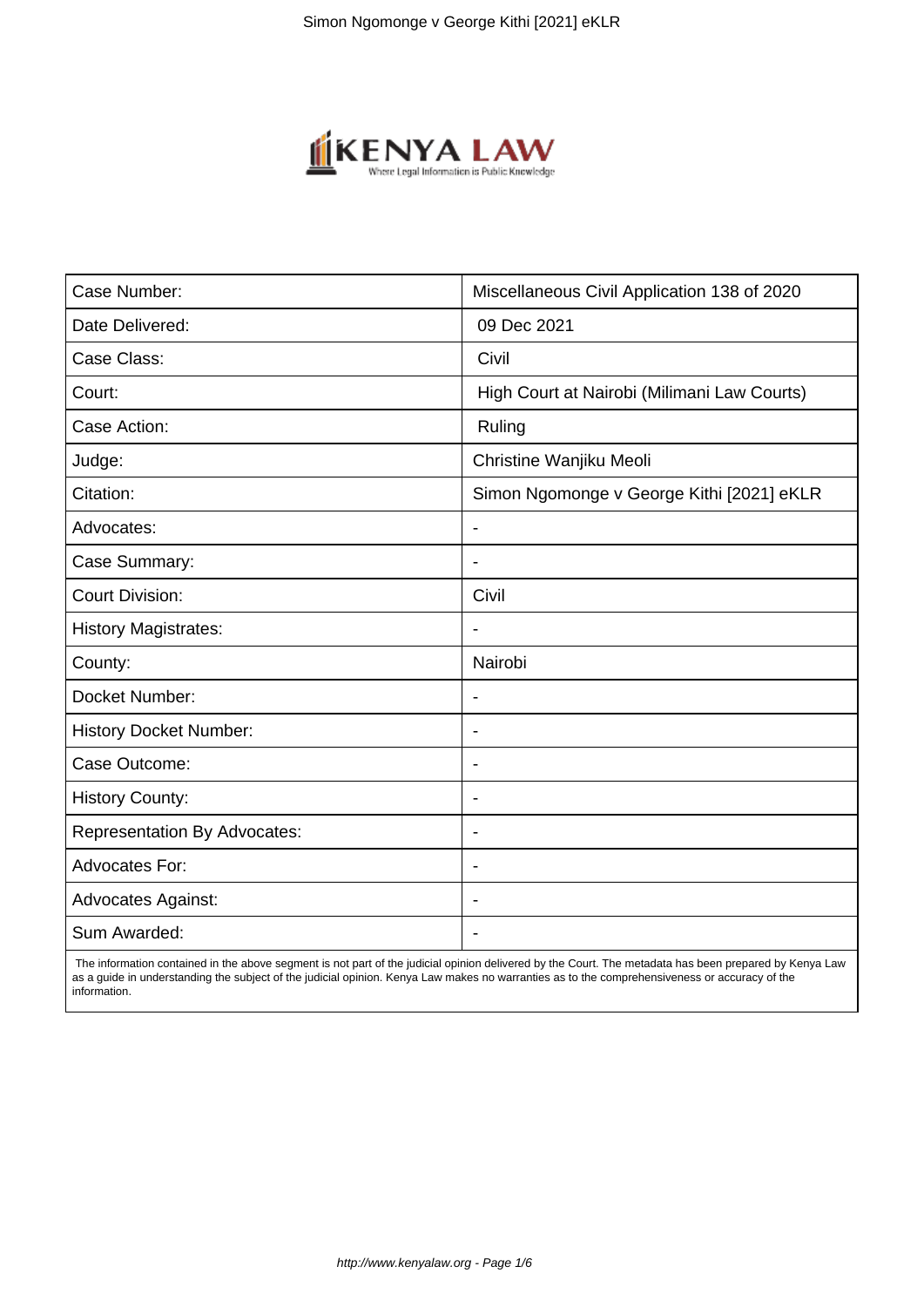| Case Number: | Miscellaneous Civil Application 138 of 2020 |
|---|---|
| Date Delivered: | 09 Dec 2021 |
| Case Class: | Civil |
| Court: | High Court at Nairobi (Milimani Law Courts) |
| Case Action: | Ruling |
| Judge: | Christine Wanjiku Meoli |
| Citation: | Simon Ngomonge v George Kithi [2021] eKLR |
| Advocates: | - |
| Case Summary: | - |
| Court Division: | Civil |
| History Magistrates: | - |
| County: | Nairobi |
| Docket Number: | - |
| History Docket Number: | - |
| Case Outcome: | - |
| History County: | - |
| Representation By Advocates: | - |
| Advocates For: | - |
| Advocates Against: | - |
| Sum Awarded: | - |

The information contained in the above segment is not part of the judicial opinion delivered by the Court. The metadata has been prepared by Kenya Law as a guide in understanding the subject of the judicial opinion. Kenya Law makes no warranties as to the comprehensiveness or accuracy of the information.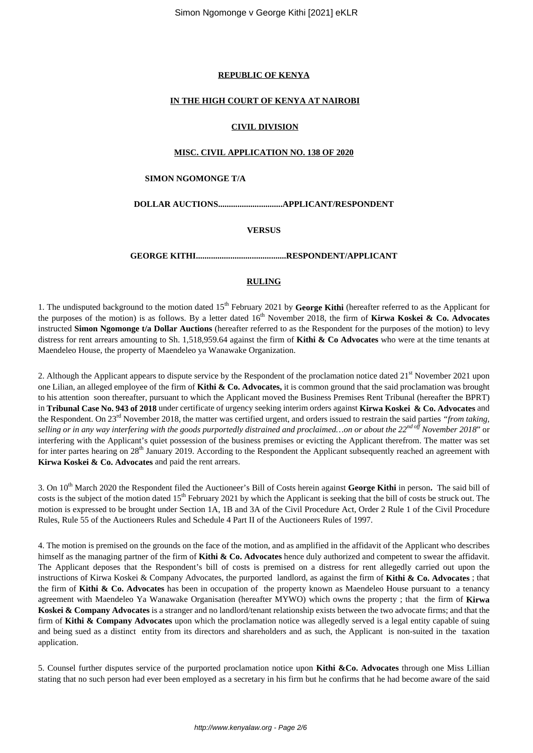**REPUBLIC OF KENYA**

**IN THE HIGH COURT OF KENYA AT NAIROBI**

**CIVIL DIVISION**

**MISC. CIVIL APPLICATION NO. 138 OF 2020**

**SIMON NGOMONGE T/A**

**DOLLAR AUCTIONS..............................APPLICANT/RESPONDENT**

**VERSUS**

**GEORGE KITHI..........................................RESPONDENT/APPLICANT**

**RULING**

1. The undisputed background to the motion dated 15th February 2021 by **George Kithi** (hereafter referred to as the Applicant for the purposes of the motion) is as follows. By a letter dated 16th November 2018, the firm of **Kirwa Koskei & Co. Advocates** instructed **Simon Ngomonge t/a Dollar Auctions** (hereafter referred to as the Respondent for the purposes of the motion) to levy distress for rent arrears amounting to Sh. 1,518,959.64 against the firm of **Kithi & Co Advocates** who were at the time tenants at Maendeleo House, the property of Maendeleo ya Wanawake Organization.

2. Although the Applicant appears to dispute service by the Respondent of the proclamation notice dated 21st November 2021 upon one Lilian, an alleged employee of the firm of **Kithi & Co. Advocates,** it is common ground that the said proclamation was brought to his attention soon thereafter, pursuant to which the Applicant moved the Business Premises Rent Tribunal (hereafter the BPRT) in **Tribunal Case No. 943 of 2018** under certificate of urgency seeking interim orders against **Kirwa Koskei & Co. Advocates** and the Respondent. On 23rd November 2018, the matter was certified urgent, and orders issued to restrain the said parties *"from taking, selling or in any way interfering with the goods purportedly distrained and proclaimed…on or about the 22nd off November 2018*" or interfering with the Applicant's quiet possession of the business premises or evicting the Applicant therefrom. The matter was set for inter partes hearing on 28th January 2019. According to the Respondent the Applicant subsequently reached an agreement with **Kirwa Koskei & Co. Advocates** and paid the rent arrears.

3. On 10th March 2020 the Respondent filed the Auctioneer's Bill of Costs herein against **George Kithi** in person**.** The said bill of costs is the subject of the motion dated 15th February 2021 by which the Applicant is seeking that the bill of costs be struck out. The motion is expressed to be brought under Section 1A, 1B and 3A of the Civil Procedure Act, Order 2 Rule 1 of the Civil Procedure Rules, Rule 55 of the Auctioneers Rules and Schedule 4 Part II of the Auctioneers Rules of 1997.

4. The motion is premised on the grounds on the face of the motion, and as amplified in the affidavit of the Applicant who describes himself as the managing partner of the firm of **Kithi & Co. Advocates** hence duly authorized and competent to swear the affidavit. The Applicant deposes that the Respondent's bill of costs is premised on a distress for rent allegedly carried out upon the instructions of Kirwa Koskei & Company Advocates, the purported landlord, as against the firm of **Kithi & Co. Advocates** ; that the firm of **Kithi & Co. Advocates** has been in occupation of the property known as Maendeleo House pursuant to a tenancy agreement with Maendeleo Ya Wanawake Organisation (hereafter MYWO) which owns the property ; that the firm of **Kirwa Koskei & Company Advocates** is a stranger and no landlord/tenant relationship exists between the two advocate firms; and that the firm of **Kithi & Company Advocates** upon which the proclamation notice was allegedly served is a legal entity capable of suing and being sued as a distinct entity from its directors and shareholders and as such, the Applicant is non-suited in the taxation application.

5. Counsel further disputes service of the purported proclamation notice upon **Kithi &Co. Advocates** through one Miss Lillian stating that no such person had ever been employed as a secretary in his firm but he confirms that he had become aware of the said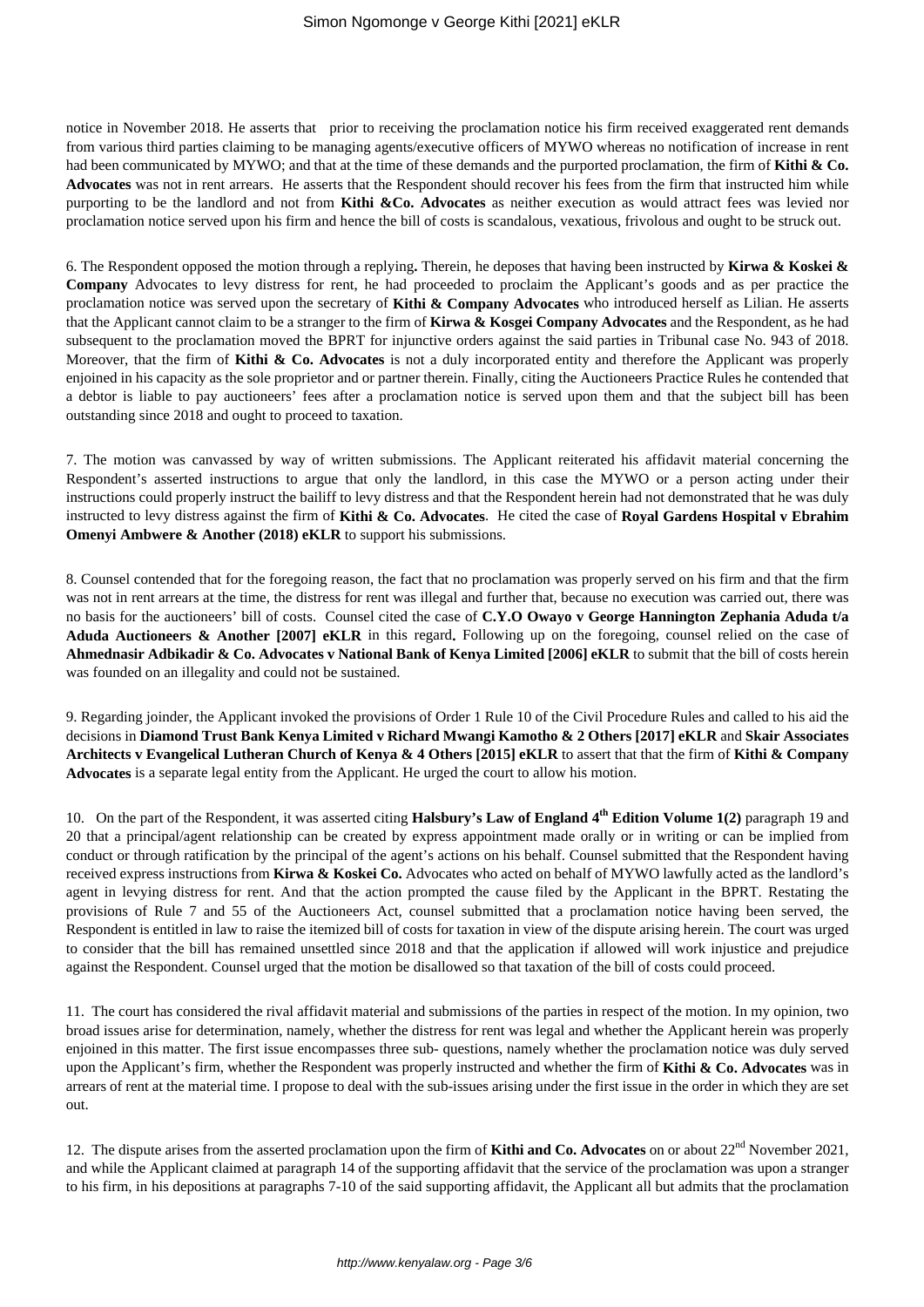notice in November 2018. He asserts that prior to receiving the proclamation notice his firm received exaggerated rent demands from various third parties claiming to be managing agents/executive officers of MYWO whereas no notification of increase in rent had been communicated by MYWO; and that at the time of these demands and the purported proclamation, the firm of **Kithi & Co. Advocates** was not in rent arrears. He asserts that the Respondent should recover his fees from the firm that instructed him while purporting to be the landlord and not from **Kithi &Co. Advocates** as neither execution as would attract fees was levied nor proclamation notice served upon his firm and hence the bill of costs is scandalous, vexatious, frivolous and ought to be struck out.

6. The Respondent opposed the motion through a replying**.** Therein, he deposes that having been instructed by **Kirwa & Koskei & Company** Advocates to levy distress for rent, he had proceeded to proclaim the Applicant's goods and as per practice the proclamation notice was served upon the secretary of **Kithi & Company Advocates** who introduced herself as Lilian. He asserts that the Applicant cannot claim to be a stranger to the firm of **Kirwa & Kosgei Company Advocates** and the Respondent, as he had subsequent to the proclamation moved the BPRT for injunctive orders against the said parties in Tribunal case No. 943 of 2018. Moreover, that the firm of **Kithi & Co. Advocates** is not a duly incorporated entity and therefore the Applicant was properly enjoined in his capacity as the sole proprietor and or partner therein. Finally, citing the Auctioneers Practice Rules he contended that a debtor is liable to pay auctioneers' fees after a proclamation notice is served upon them and that the subject bill has been outstanding since 2018 and ought to proceed to taxation.

7. The motion was canvassed by way of written submissions. The Applicant reiterated his affidavit material concerning the Respondent's asserted instructions to argue that only the landlord, in this case the MYWO or a person acting under their instructions could properly instruct the bailiff to levy distress and that the Respondent herein had not demonstrated that he was duly instructed to levy distress against the firm of **Kithi & Co. Advocates**. He cited the case of **Royal Gardens Hospital v Ebrahim Omenyi Ambwere & Another (2018) eKLR** to support his submissions.

8. Counsel contended that for the foregoing reason, the fact that no proclamation was properly served on his firm and that the firm was not in rent arrears at the time, the distress for rent was illegal and further that, because no execution was carried out, there was no basis for the auctioneers' bill of costs. Counsel cited the case of **C.Y.O Owayo v George Hannington Zephania Aduda t/a Aduda Auctioneers & Another [2007] eKLR** in this regard**.** Following up on the foregoing, counsel relied on the case of **Ahmednasir Adbikadir & Co. Advocates v National Bank of Kenya Limited [2006] eKLR** to submit that the bill of costs herein was founded on an illegality and could not be sustained.

9. Regarding joinder, the Applicant invoked the provisions of Order 1 Rule 10 of the Civil Procedure Rules and called to his aid the decisions in **Diamond Trust Bank Kenya Limited v Richard Mwangi Kamotho & 2 Others [2017] eKLR** and **Skair Associates Architects v Evangelical Lutheran Church of Kenya & 4 Others [2015] eKLR** to assert that that the firm of **Kithi & Company Advocates** is a separate legal entity from the Applicant. He urged the court to allow his motion.

10. On the part of the Respondent, it was asserted citing **Halsbury's Law of England 4th Edition Volume 1(2)** paragraph 19 and 20 that a principal/agent relationship can be created by express appointment made orally or in writing or can be implied from conduct or through ratification by the principal of the agent's actions on his behalf. Counsel submitted that the Respondent having received express instructions from **Kirwa & Koskei Co.** Advocates who acted on behalf of MYWO lawfully acted as the landlord's agent in levying distress for rent. And that the action prompted the cause filed by the Applicant in the BPRT. Restating the provisions of Rule 7 and 55 of the Auctioneers Act, counsel submitted that a proclamation notice having been served, the Respondent is entitled in law to raise the itemized bill of costs for taxation in view of the dispute arising herein. The court was urged to consider that the bill has remained unsettled since 2018 and that the application if allowed will work injustice and prejudice against the Respondent. Counsel urged that the motion be disallowed so that taxation of the bill of costs could proceed.

11. The court has considered the rival affidavit material and submissions of the parties in respect of the motion. In my opinion, two broad issues arise for determination, namely, whether the distress for rent was legal and whether the Applicant herein was properly enjoined in this matter. The first issue encompasses three sub- questions, namely whether the proclamation notice was duly served upon the Applicant's firm, whether the Respondent was properly instructed and whether the firm of **Kithi & Co. Advocates** was in arrears of rent at the material time. I propose to deal with the sub-issues arising under the first issue in the order in which they are set out.

12. The dispute arises from the asserted proclamation upon the firm of **Kithi and Co. Advocates** on or about 22nd November 2021, and while the Applicant claimed at paragraph 14 of the supporting affidavit that the service of the proclamation was upon a stranger to his firm, in his depositions at paragraphs 7-10 of the said supporting affidavit, the Applicant all but admits that the proclamation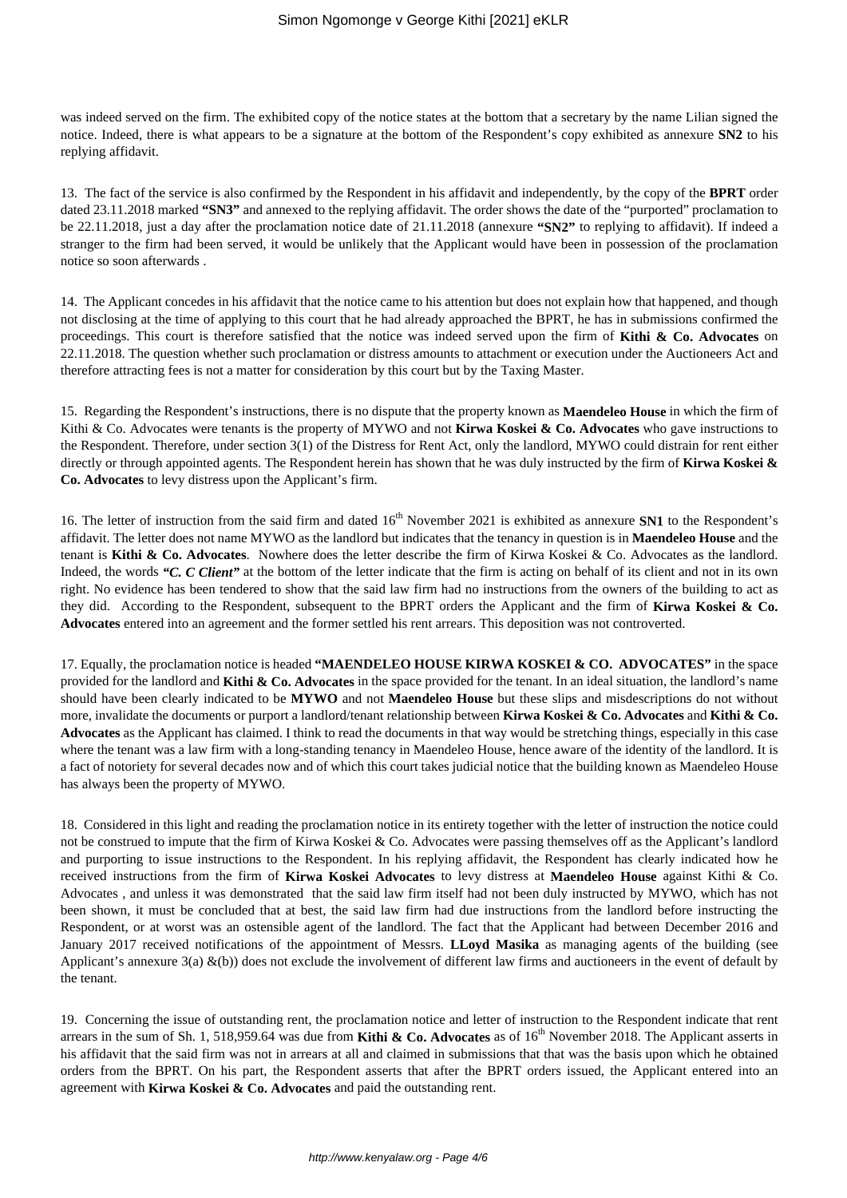was indeed served on the firm. The exhibited copy of the notice states at the bottom that a secretary by the name Lilian signed the notice. Indeed, there is what appears to be a signature at the bottom of the Respondent's copy exhibited as annexure **SN2** to his replying affidavit.

13. The fact of the service is also confirmed by the Respondent in his affidavit and independently, by the copy of the **BPRT** order dated 23.11.2018 marked **"SN3"** and annexed to the replying affidavit. The order shows the date of the "purported" proclamation to be 22.11.2018, just a day after the proclamation notice date of 21.11.2018 (annexure **"SN2"** to replying to affidavit). If indeed a stranger to the firm had been served, it would be unlikely that the Applicant would have been in possession of the proclamation notice so soon afterwards .

14. The Applicant concedes in his affidavit that the notice came to his attention but does not explain how that happened, and though not disclosing at the time of applying to this court that he had already approached the BPRT, he has in submissions confirmed the proceedings. This court is therefore satisfied that the notice was indeed served upon the firm of **Kithi & Co. Advocates** on 22.11.2018. The question whether such proclamation or distress amounts to attachment or execution under the Auctioneers Act and therefore attracting fees is not a matter for consideration by this court but by the Taxing Master.

15. Regarding the Respondent's instructions, there is no dispute that the property known as **Maendeleo House** in which the firm of Kithi & Co. Advocates were tenants is the property of MYWO and not **Kirwa Koskei & Co. Advocates** who gave instructions to the Respondent. Therefore, under section 3(1) of the Distress for Rent Act, only the landlord, MYWO could distrain for rent either directly or through appointed agents. The Respondent herein has shown that he was duly instructed by the firm of **Kirwa Koskei & Co. Advocates** to levy distress upon the Applicant's firm.

16. The letter of instruction from the said firm and dated 16th November 2021 is exhibited as annexure **SN1** to the Respondent's affidavit. The letter does not name MYWO as the landlord but indicates that the tenancy in question is in **Maendeleo House** and the tenant is **Kithi & Co. Advocates**. Nowhere does the letter describe the firm of Kirwa Koskei & Co. Advocates as the landlord. Indeed, the words ***"C. C Client"*** at the bottom of the letter indicate that the firm is acting on behalf of its client and not in its own right. No evidence has been tendered to show that the said law firm had no instructions from the owners of the building to act as they did. According to the Respondent, subsequent to the BPRT orders the Applicant and the firm of **Kirwa Koskei & Co. Advocates** entered into an agreement and the former settled his rent arrears. This deposition was not controverted.

17. Equally, the proclamation notice is headed **"MAENDELEO HOUSE KIRWA KOSKEI & CO. ADVOCATES"** in the space provided for the landlord and **Kithi & Co. Advocates** in the space provided for the tenant. In an ideal situation, the landlord's name should have been clearly indicated to be **MYWO** and not **Maendeleo House** but these slips and misdescriptions do not without more, invalidate the documents or purport a landlord/tenant relationship between **Kirwa Koskei & Co. Advocates** and **Kithi & Co. Advocates** as the Applicant has claimed. I think to read the documents in that way would be stretching things, especially in this case where the tenant was a law firm with a long-standing tenancy in Maendeleo House, hence aware of the identity of the landlord. It is a fact of notoriety for several decades now and of which this court takes judicial notice that the building known as Maendeleo House has always been the property of MYWO.

18. Considered in this light and reading the proclamation notice in its entirety together with the letter of instruction the notice could not be construed to impute that the firm of Kirwa Koskei & Co. Advocates were passing themselves off as the Applicant's landlord and purporting to issue instructions to the Respondent. In his replying affidavit, the Respondent has clearly indicated how he received instructions from the firm of **Kirwa Koskei Advocates** to levy distress at **Maendeleo House** against Kithi & Co. Advocates , and unless it was demonstrated that the said law firm itself had not been duly instructed by MYWO, which has not been shown, it must be concluded that at best, the said law firm had due instructions from the landlord before instructing the Respondent, or at worst was an ostensible agent of the landlord. The fact that the Applicant had between December 2016 and January 2017 received notifications of the appointment of Messrs. **LLoyd Masika** as managing agents of the building (see Applicant's annexure 3(a) &(b)) does not exclude the involvement of different law firms and auctioneers in the event of default by the tenant.

19. Concerning the issue of outstanding rent, the proclamation notice and letter of instruction to the Respondent indicate that rent arrears in the sum of Sh. 1, 518,959.64 was due from **Kithi & Co. Advocates** as of 16th November 2018. The Applicant asserts in his affidavit that the said firm was not in arrears at all and claimed in submissions that that was the basis upon which he obtained orders from the BPRT. On his part, the Respondent asserts that after the BPRT orders issued, the Applicant entered into an agreement with **Kirwa Koskei & Co. Advocates** and paid the outstanding rent.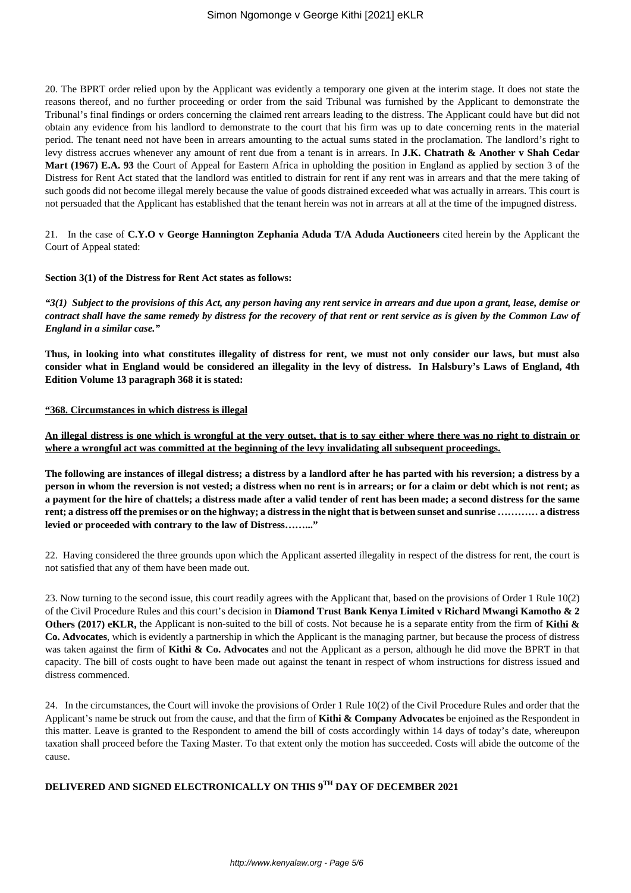20. The BPRT order relied upon by the Applicant was evidently a temporary one given at the interim stage. It does not state the reasons thereof, and no further proceeding or order from the said Tribunal was furnished by the Applicant to demonstrate the Tribunal's final findings or orders concerning the claimed rent arrears leading to the distress. The Applicant could have but did not obtain any evidence from his landlord to demonstrate to the court that his firm was up to date concerning rents in the material period. The tenant need not have been in arrears amounting to the actual sums stated in the proclamation. The landlord's right to levy distress accrues whenever any amount of rent due from a tenant is in arrears. In **J.K. Chatrath & Another v Shah Cedar Mart (1967) E.A. 93** the Court of Appeal for Eastern Africa in upholding the position in England as applied by section 3 of the Distress for Rent Act stated that the landlord was entitled to distrain for rent if any rent was in arrears and that the mere taking of such goods did not become illegal merely because the value of goods distrained exceeded what was actually in arrears. This court is not persuaded that the Applicant has established that the tenant herein was not in arrears at all at the time of the impugned distress.

21. In the case of **C.Y.O v George Hannington Zephania Aduda T/A Aduda Auctioneers** cited herein by the Applicant the Court of Appeal stated:

**Section 3(1) of the Distress for Rent Act states as follows:**

***"3(1) Subject to the provisions of this Act, any person having any rent service in arrears and due upon a grant, lease, demise or contract shall have the same remedy by distress for the recovery of that rent or rent service as is given by the Common Law of England in a similar case."***

**Thus, in looking into what constitutes illegality of distress for rent, we must not only consider our laws, but must also consider what in England would be considered an illegality in the levy of distress. In Halsbury's Laws of England, 4th Edition Volume 13 paragraph 368 it is stated:**

**<u>"368. Circumstances in which distress is illegal</u>**

**<u>An illegal distress is one which is wrongful at the very outset, that is to say either where there was no right to distrain or where a wrongful act was committed at the beginning of the levy invalidating all subsequent proceedings.</u>**

**The following are instances of illegal distress; a distress by a landlord after he has parted with his reversion; a distress by a person in whom the reversion is not vested; a distress when no rent is in arrears; or for a claim or debt which is not rent; as a payment for the hire of chattels; a distress made after a valid tender of rent has been made; a second distress for the same rent; a distress off the premises or on the highway; a distress in the night that is between sunset and sunrise ………… a distress levied or proceeded with contrary to the law of Distress……..."**

22. Having considered the three grounds upon which the Applicant asserted illegality in respect of the distress for rent, the court is not satisfied that any of them have been made out.

23. Now turning to the second issue, this court readily agrees with the Applicant that, based on the provisions of Order 1 Rule 10(2) of the Civil Procedure Rules and this court's decision in **Diamond Trust Bank Kenya Limited v Richard Mwangi Kamotho & 2 Others (2017) eKLR,** the Applicant is non-suited to the bill of costs. Not because he is a separate entity from the firm of **Kithi & Co. Advocates**, which is evidently a partnership in which the Applicant is the managing partner, but because the process of distress was taken against the firm of **Kithi & Co. Advocates** and not the Applicant as a person, although he did move the BPRT in that capacity. The bill of costs ought to have been made out against the tenant in respect of whom instructions for distress issued and distress commenced.

24. In the circumstances, the Court will invoke the provisions of Order 1 Rule 10(2) of the Civil Procedure Rules and order that the Applicant's name be struck out from the cause, and that the firm of **Kithi & Company Advocates** be enjoined as the Respondent in this matter. Leave is granted to the Respondent to amend the bill of costs accordingly within 14 days of today's date, whereupon taxation shall proceed before the Taxing Master. To that extent only the motion has succeeded. Costs will abide the outcome of the cause.

**DELIVERED AND SIGNED ELECTRONICALLY ON THIS 9TH DAY OF DECEMBER 2021**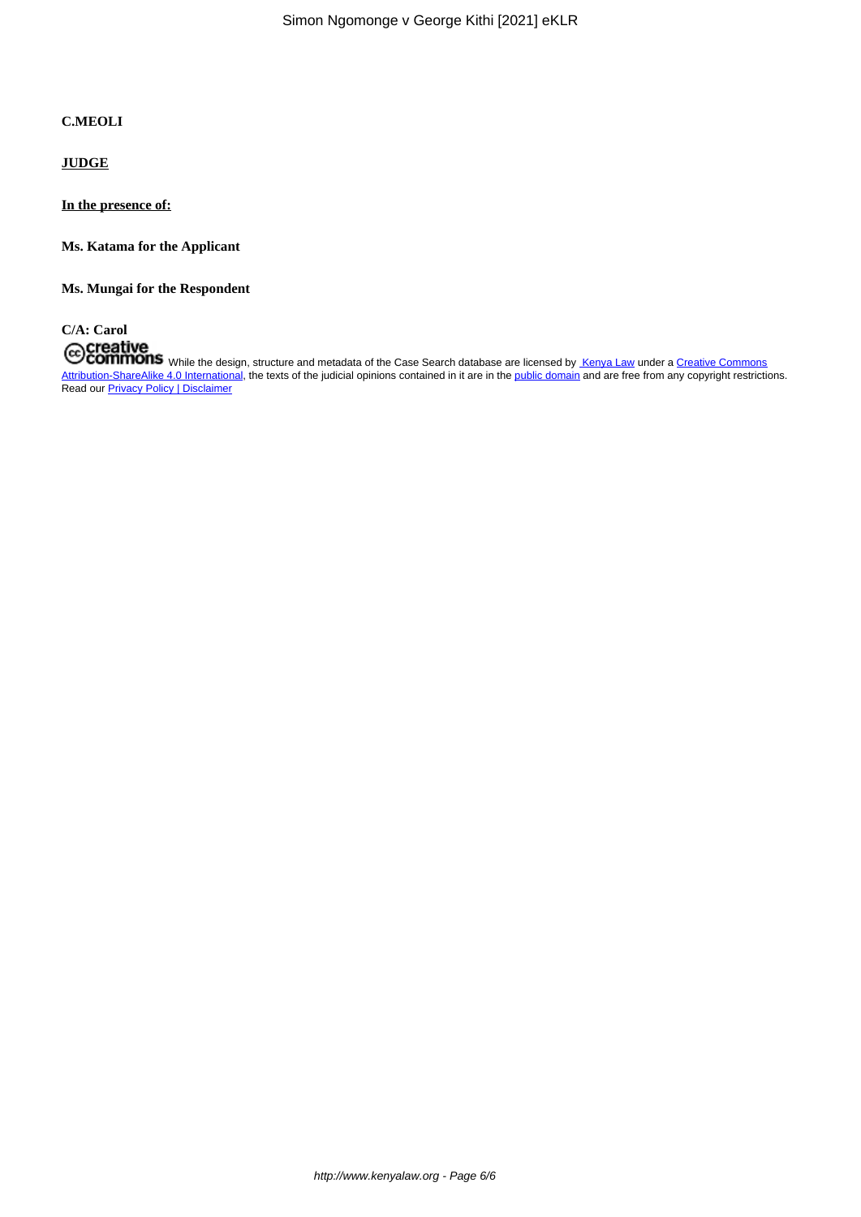**C.MEOLI**

**JUDGE**

**In the presence of:**

**Ms. Katama for the Applicant**

**Ms. Mungai for the Respondent**

**C/A: Carol**

While the design, structure and metadata of the Case Search database are licensed by Kenya Law under a Creative Commons Attribution-ShareAlike 4.0 International, the texts of the judicial opinions contained in it are in the public domain and are free from any copyright restrictions. Read our Privacy Policy | Disclaimer